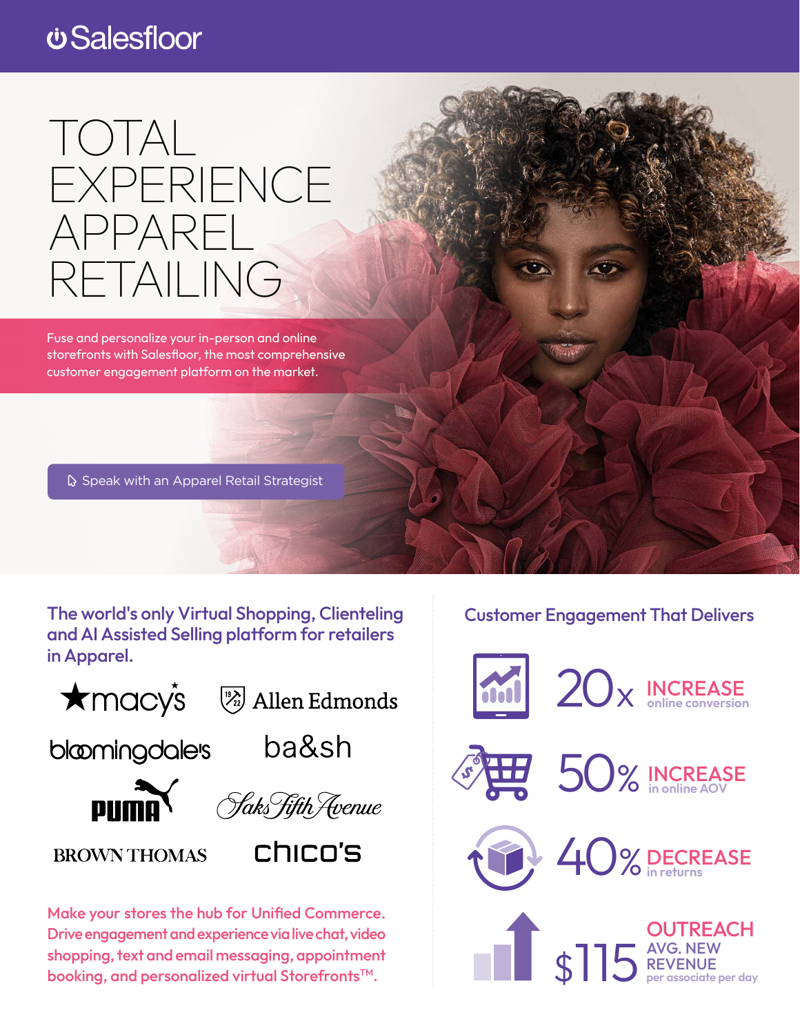Salesfloor

# TOTAL EXPERIENCE APPAREL RETAILING

Fuse and personalize your in-person and online storefronts with Salesfloor, the most comprehensive customer engagement platform on the market.

Speak with an Apparel Retail Strategist

## The world's only Virtual Shopping, Clienteling and AI Assisted Selling platform for retailers in Apparel.

macy's
Allen Edmonds
bloomingdale's
ba&sh
PUMA
Saks Fifth Avenue
BROWN THOMAS
chico's

Make your stores the hub for Unified Commerce. Drive engagement and experience via live chat, video shopping, text and email messaging, appointment booking, and personalized virtual Storefronts™.

## Customer Engagement That Delivers

**20x** INCREASE online conversion

**50%** INCREASE in online AOV

**40%** DECREASE in returns

**$115** OUTREACH AVG. NEW REVENUE per associate per day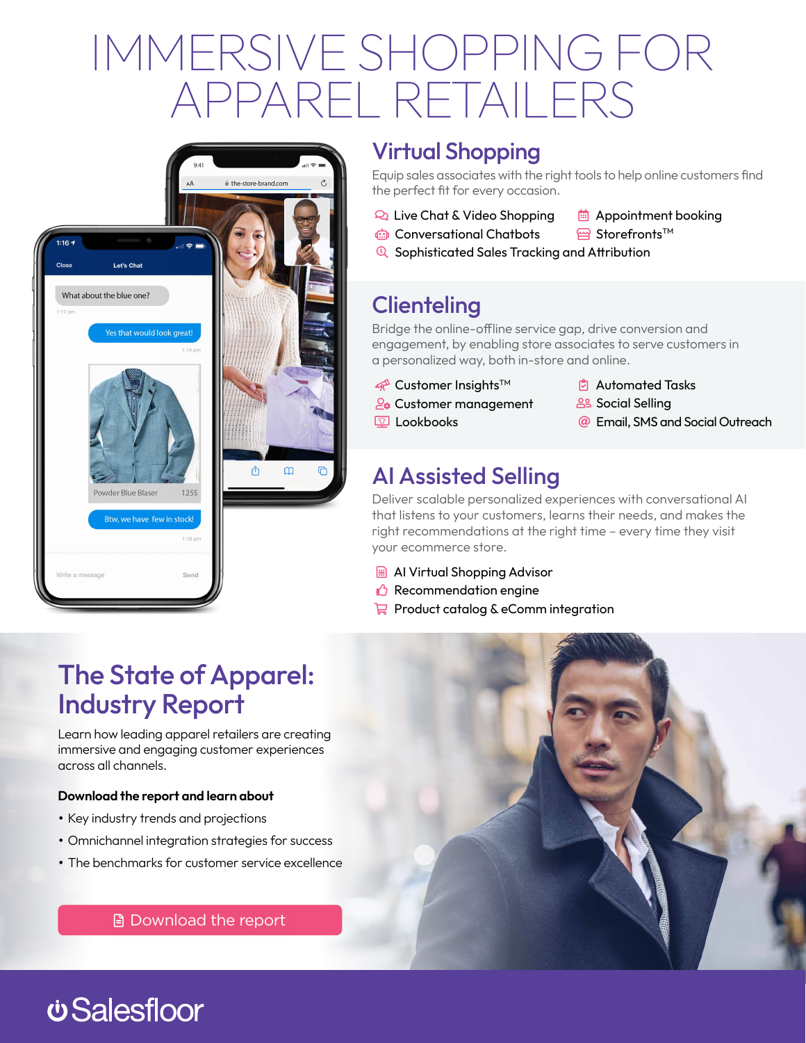# IMMERSIVE SHOPPING FOR APPAREL RETAILERS

## Virtual Shopping

Equip sales associates with the right tools to help online customers find the perfect fit for every occasion.

- Live Chat & Video Shopping
- Appointment booking
- Conversational Chatbots
- Storefronts™
- Sophisticated Sales Tracking and Attribution

## Clienteling

Bridge the online-offline service gap, drive conversion and engagement, by enabling store associates to serve customers in a personalized way, both in-store and online.

- Customer Insights™
- Automated Tasks
- Customer management
- Social Selling
- Lookbooks
- Email, SMS and Social Outreach

## AI Assisted Selling

Deliver scalable personalized experiences with conversational AI that listens to your customers, learns their needs, and makes the right recommendations at the right time – every time they visit your ecommerce store.

- AI Virtual Shopping Advisor
- Recommendation engine
- Product catalog & eComm integration

## The State of Apparel: Industry Report

Learn how leading apparel retailers are creating immersive and engaging customer experiences across all channels.

**Download the report and learn about**

- Key industry trends and projections
- Omnichannel integration strategies for success
- The benchmarks for customer service excellence

Download the report

Salesfloor